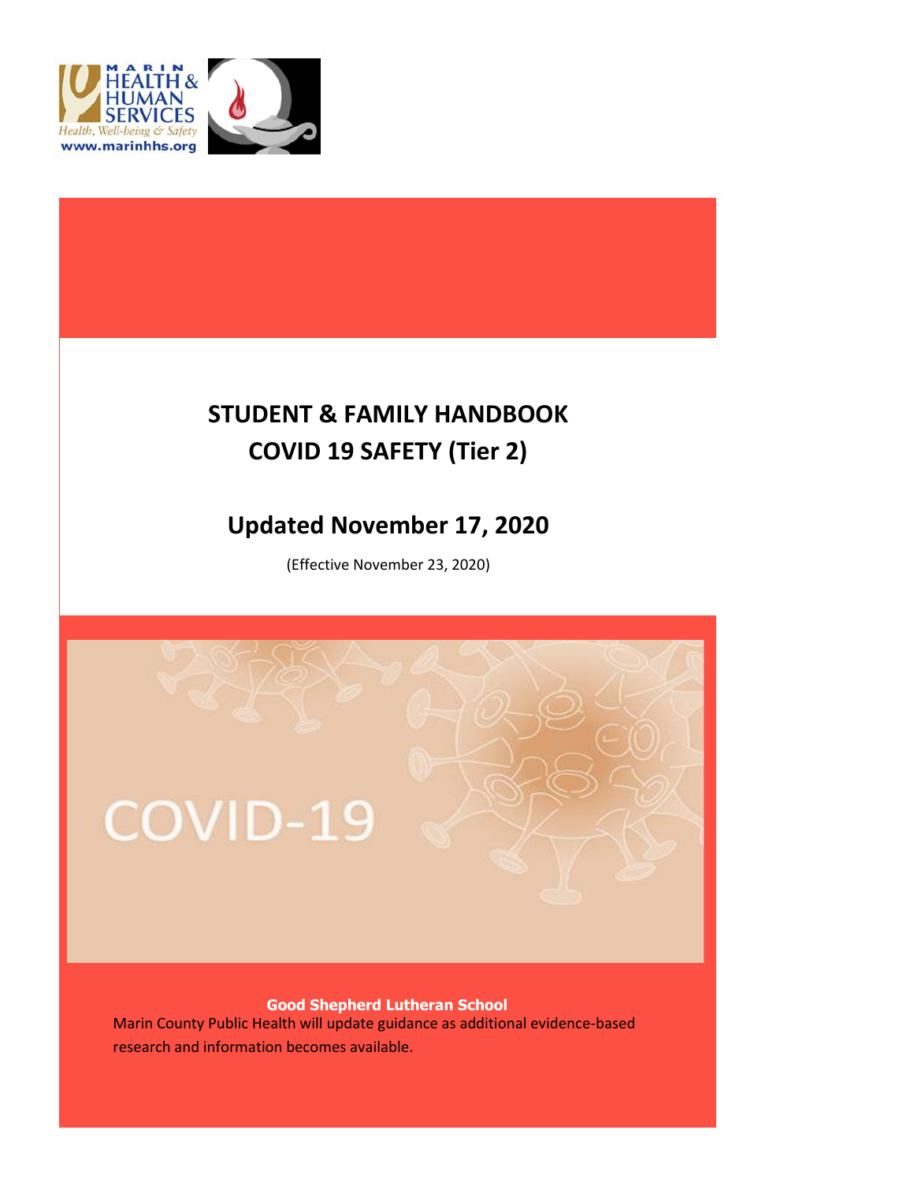# STUDENT & FAMILY HANDBOOK
# COVID 19 SAFETY (Tier 2)

## Updated November 17, 2020

(Effective November 23, 2020)

**Good Shepherd Lutheran School**

Marin County Public Health will update guidance as additional evidence-based research and information becomes available.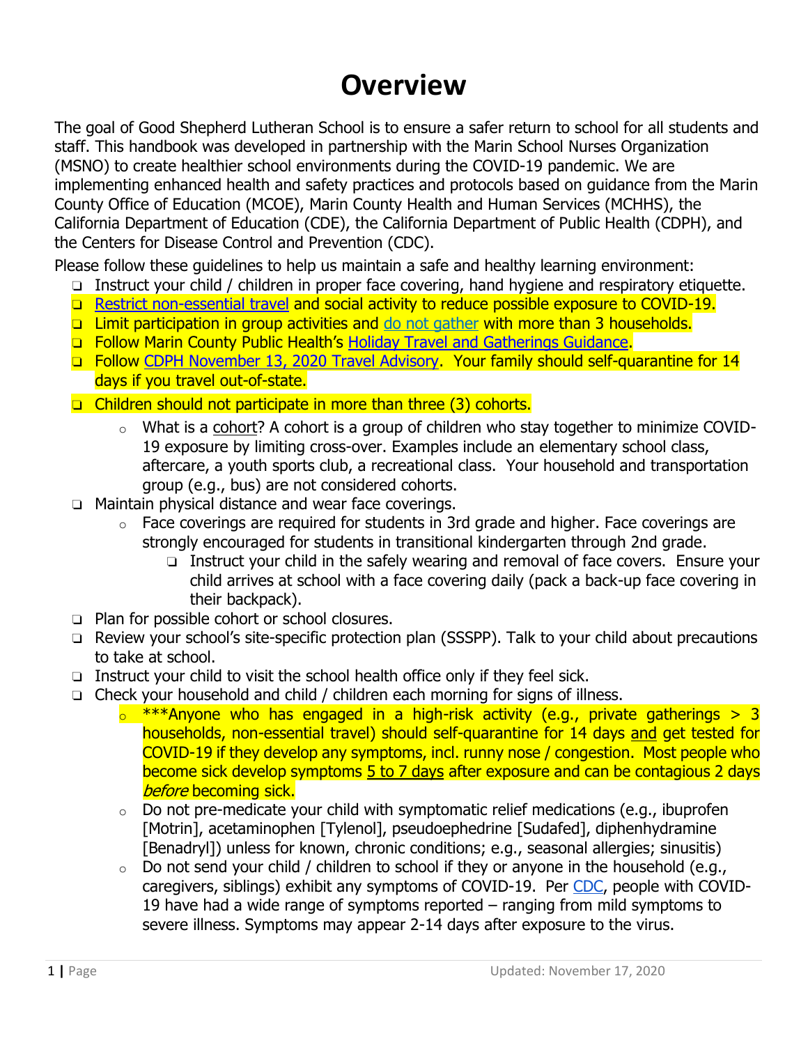# Overview

The goal of Good Shepherd Lutheran School is to ensure a safer return to school for all students and staff. This handbook was developed in partnership with the Marin School Nurses Organization (MSNO) to create healthier school environments during the COVID-19 pandemic. We are implementing enhanced health and safety practices and protocols based on guidance from the Marin County Office of Education (MCOE), Marin County Health and Human Services (MCHHS), the California Department of Education (CDE), the California Department of Public Health (CDPH), and the Centers for Disease Control and Prevention (CDC).

Please follow these guidelines to help us maintain a safe and healthy learning environment:

- ❑ Instruct your child / children in proper face covering, hand hygiene and respiratory etiquette.
- ❑ Restrict non-essential travel and social activity to reduce possible exposure to COVID-19.
- ❑ Limit participation in group activities and do not gather with more than 3 households.
- ❑ Follow Marin County Public Health's Holiday Travel and Gatherings Guidance.
- ❑ Follow CDPH November 13, 2020 Travel Advisory. Your family should self-quarantine for 14 days if you travel out-of-state.
- ❑ Children should not participate in more than three (3) cohorts.
  - What is a cohort? A cohort is a group of children who stay together to minimize COVID-19 exposure by limiting cross-over. Examples include an elementary school class, aftercare, a youth sports club, a recreational class. Your household and transportation group (e.g., bus) are not considered cohorts.
- ❑ Maintain physical distance and wear face coverings.
  - Face coverings are required for students in 3rd grade and higher. Face coverings are strongly encouraged for students in transitional kindergarten through 2nd grade.
    - ❑ Instruct your child in the safely wearing and removal of face covers. Ensure your child arrives at school with a face covering daily (pack a back-up face covering in their backpack).
- ❑ Plan for possible cohort or school closures.
- ❑ Review your school's site-specific protection plan (SSSPP). Talk to your child about precautions to take at school.
- ❑ Instruct your child to visit the school health office only if they feel sick.
- ❑ Check your household and child / children each morning for signs of illness.
  - ***Anyone who has engaged in a high-risk activity (e.g., private gatherings > 3 households, non-essential travel) should self-quarantine for 14 days and get tested for COVID-19 if they develop any symptoms, incl. runny nose / congestion. Most people who become sick develop symptoms 5 to 7 days after exposure and can be contagious 2 days *before* becoming sick.
  - Do not pre-medicate your child with symptomatic relief medications (e.g., ibuprofen [Motrin], acetaminophen [Tylenol], pseudoephedrine [Sudafed], diphenhydramine [Benadryl]) unless for known, chronic conditions; e.g., seasonal allergies; sinusitis)
  - Do not send your child / children to school if they or anyone in the household (e.g., caregivers, siblings) exhibit any symptoms of COVID-19. Per CDC, people with COVID-19 have had a wide range of symptoms reported – ranging from mild symptoms to severe illness. Symptoms may appear 2-14 days after exposure to the virus.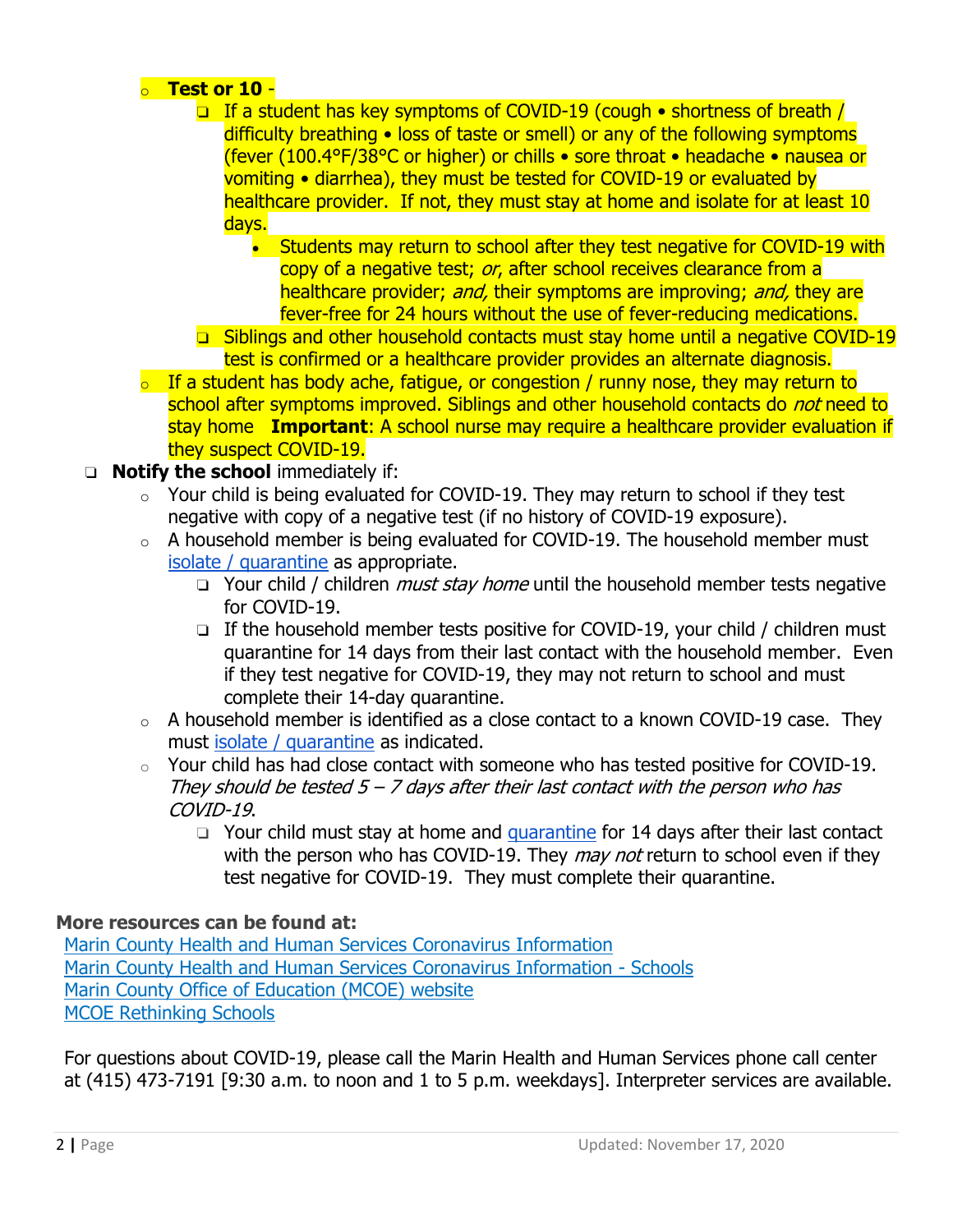- **Test or 10** -
  - If a student has key symptoms of COVID-19 (cough • shortness of breath / difficulty breathing • loss of taste or smell) or any of the following symptoms (fever (100.4°F/38°C or higher) or chills • sore throat • headache • nausea or vomiting • diarrhea), they must be tested for COVID-19 or evaluated by healthcare provider. If not, they must stay at home and isolate for at least 10 days.
    - Students may return to school after they test negative for COVID-19 with copy of a negative test; *or*, after school receives clearance from a healthcare provider; *and,* their symptoms are improving; *and,* they are fever-free for 24 hours without the use of fever-reducing medications.
  - Siblings and other household contacts must stay home until a negative COVID-19 test is confirmed or a healthcare provider provides an alternate diagnosis.
- If a student has body ache, fatigue, or congestion / runny nose, they may return to school after symptoms improved. Siblings and other household contacts do *not* need to stay home **Important**: A school nurse may require a healthcare provider evaluation if they suspect COVID-19.

- **Notify the school** immediately if:
  - Your child is being evaluated for COVID-19. They may return to school if they test negative with copy of a negative test (if no history of COVID-19 exposure).
  - A household member is being evaluated for COVID-19. The household member must [isolate / quarantine]() as appropriate.
    - Your child / children *must stay home* until the household member tests negative for COVID-19.
    - If the household member tests positive for COVID-19, your child / children must quarantine for 14 days from their last contact with the household member. Even if they test negative for COVID-19, they may not return to school and must complete their 14-day quarantine.
  - A household member is identified as a close contact to a known COVID-19 case. They must [isolate / quarantine]() as indicated.
  - Your child has had close contact with someone who has tested positive for COVID-19. *They should be tested 5 – 7 days after their last contact with the person who has COVID-19*.
    - Your child must stay at home and [quarantine]() for 14 days after their last contact with the person who has COVID-19. They *may not* return to school even if they test negative for COVID-19. They must complete their quarantine.

**More resources can be found at:**

[Marin County Health and Human Services Coronavirus Information]()
[Marin County Health and Human Services Coronavirus Information - Schools]()
[Marin County Office of Education (MCOE) website]()
[MCOE Rethinking Schools]()

For questions about COVID-19, please call the Marin Health and Human Services phone call center at (415) 473-7191 [9:30 a.m. to noon and 1 to 5 p.m. weekdays]. Interpreter services are available.

Updated: November 17, 2020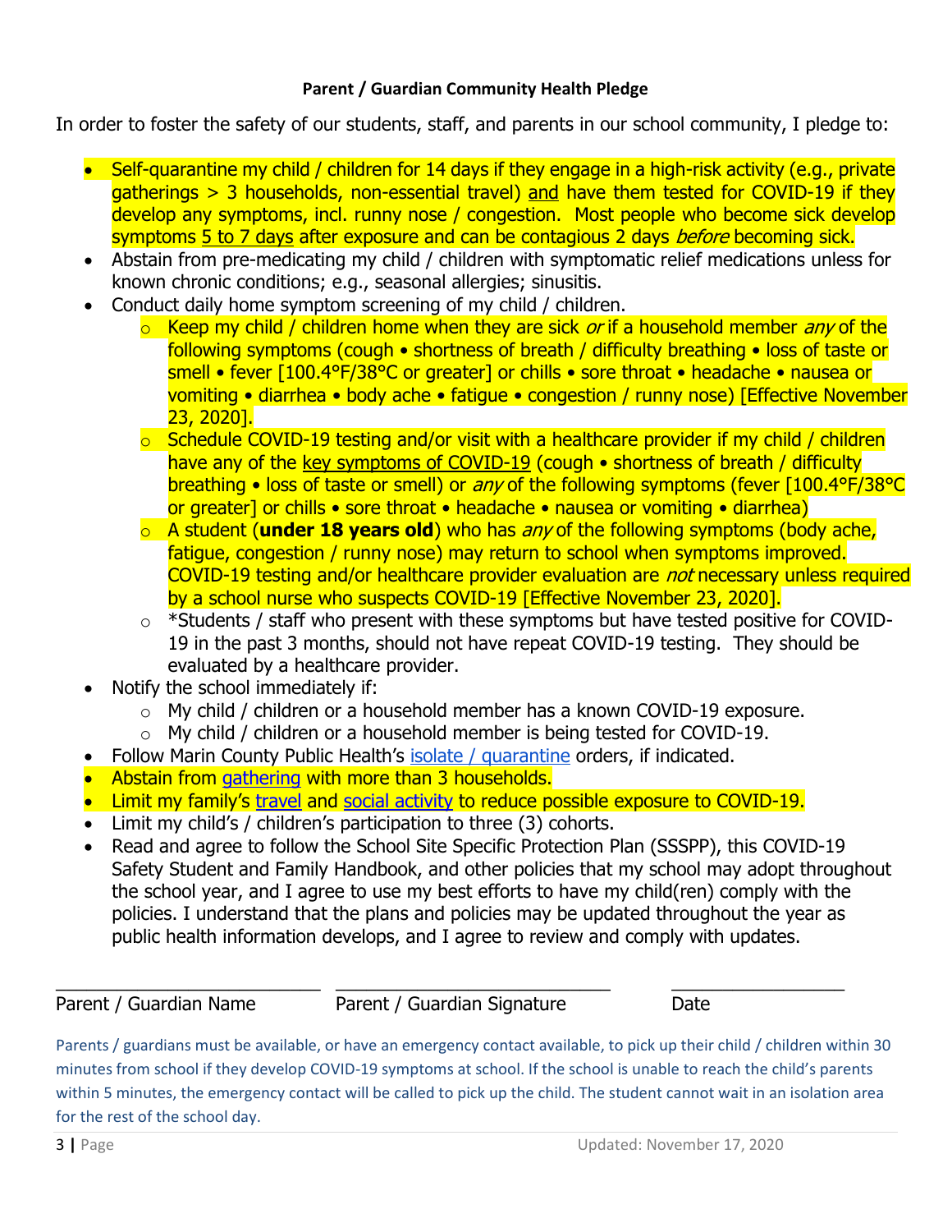**Parent / Guardian Community Health Pledge**

In order to foster the safety of our students, staff, and parents in our school community, I pledge to:

- Self-quarantine my child / children for 14 days if they engage in a high-risk activity (e.g., private gatherings > 3 households, non-essential travel) and have them tested for COVID-19 if they develop any symptoms, incl. runny nose / congestion. Most people who become sick develop symptoms 5 to 7 days after exposure and can be contagious 2 days *before* becoming sick.
- Abstain from pre-medicating my child / children with symptomatic relief medications unless for known chronic conditions; e.g., seasonal allergies; sinusitis.
- Conduct daily home symptom screening of my child / children.
  - Keep my child / children home when they are sick *or* if a household member *any* of the following symptoms (cough • shortness of breath / difficulty breathing • loss of taste or smell • fever [100.4°F/38°C or greater] or chills • sore throat • headache • nausea or vomiting • diarrhea • body ache • fatigue • congestion / runny nose) [Effective November 23, 2020].
  - Schedule COVID-19 testing and/or visit with a healthcare provider if my child / children have any of the key symptoms of COVID-19 (cough • shortness of breath / difficulty breathing • loss of taste or smell) or *any* of the following symptoms (fever [100.4°F/38°C or greater] or chills • sore throat • headache • nausea or vomiting • diarrhea)
  - A student (**under 18 years old**) who has *any* of the following symptoms (body ache, fatigue, congestion / runny nose) may return to school when symptoms improved. COVID-19 testing and/or healthcare provider evaluation are *not* necessary unless required by a school nurse who suspects COVID-19 [Effective November 23, 2020].
  - *Students / staff who present with these symptoms but have tested positive for COVID-19 in the past 3 months, should not have repeat COVID-19 testing. They should be evaluated by a healthcare provider.
- Notify the school immediately if:
  - My child / children or a household member has a known COVID-19 exposure.
  - My child / children or a household member is being tested for COVID-19.
- Follow Marin County Public Health's isolate / quarantine orders, if indicated.
- Abstain from gathering with more than 3 households.
- Limit my family's travel and social activity to reduce possible exposure to COVID-19.
- Limit my child's / children's participation to three (3) cohorts.
- Read and agree to follow the School Site Specific Protection Plan (SSSPP), this COVID-19 Safety Student and Family Handbook, and other policies that my school may adopt throughout the school year, and I agree to use my best efforts to have my child(ren) comply with the policies. I understand that the plans and policies may be updated throughout the year as public health information develops, and I agree to review and comply with updates.

\_\_\_\_\_\_\_\_\_\_\_\_\_\_\_\_\_\_\_\_\_\_\_\_ \_\_\_\_\_\_\_\_\_\_\_\_\_\_\_\_\_\_\_\_\_\_\_\_ \_\_\_\_\_\_\_\_\_\_\_\_\_\_\_\_

Parent / Guardian Name | Parent / Guardian Signature | Date

Parents / guardians must be available, or have an emergency contact available, to pick up their child / children within 30 minutes from school if they develop COVID-19 symptoms at school. If the school is unable to reach the child's parents within 5 minutes, the emergency contact will be called to pick up the child. The student cannot wait in an isolation area for the rest of the school day.

Updated: November 17, 2020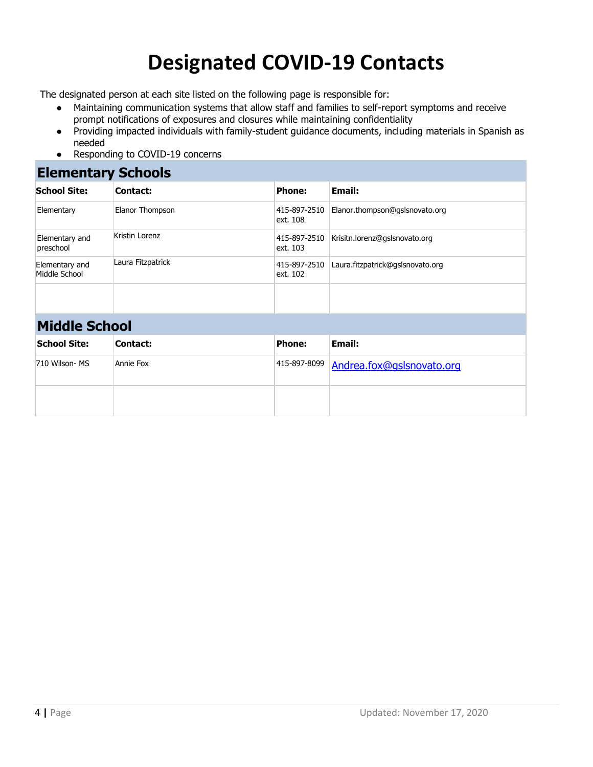# Designated COVID-19 Contacts

The designated person at each site listed on the following page is responsible for:

- Maintaining communication systems that allow staff and families to self-report symptoms and receive prompt notifications of exposures and closures while maintaining confidentiality
- Providing impacted individuals with family-student guidance documents, including materials in Spanish as needed
- Responding to COVID-19 concerns

## Elementary Schools

| School Site: | Contact: | Phone: | Email: |
|---|---|---|---|
| Elementary | Elanor Thompson | 415-897-2510 ext. 108 | Elanor.thompson@gslsnovato.org |
| Elementary and preschool | Kristin Lorenz | 415-897-2510 ext. 103 | Krisitn.lorenz@gslsnovato.org |
| Elementary and Middle School | Laura Fitzpatrick | 415-897-2510 ext. 102 | Laura.fitzpatrick@gslsnovato.org |
| | | | |

## Middle School

| School Site: | Contact: | Phone: | Email: |
|---|---|---|---|
| 710 Wilson- MS | Annie Fox | 415-897-8099 | Andrea.fox@gslsnovato.org |
| | | | |

Updated: November 17, 2020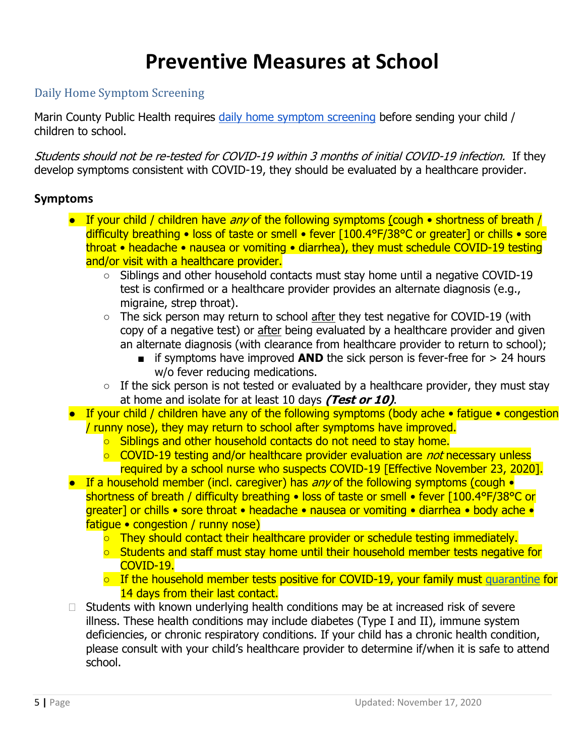# Preventive Measures at School

## Daily Home Symptom Screening

Marin County Public Health requires [daily home symptom screening](#) before sending your child / children to school.

*Students should not be re-tested for COVID-19 within 3 months of initial COVID-19 infection.* If they develop symptoms consistent with COVID-19, they should be evaluated by a healthcare provider.

### Symptoms

- If your child / children have *any* of the following symptoms (cough • shortness of breath / difficulty breathing • loss of taste or smell • fever [100.4°F/38°C or greater] or chills • sore throat • headache • nausea or vomiting • diarrhea), they must schedule COVID-19 testing and/or visit with a healthcare provider.
  - Siblings and other household contacts must stay home until a negative COVID-19 test is confirmed or a healthcare provider provides an alternate diagnosis (e.g., migraine, strep throat).
  - The sick person may return to school <u>after</u> they test negative for COVID-19 (with copy of a negative test) or <u>after</u> being evaluated by a healthcare provider and given an alternate diagnosis (with clearance from healthcare provider to return to school);
    - if symptoms have improved **AND** the sick person is fever-free for > 24 hours w/o fever reducing medications.
  - If the sick person is not tested or evaluated by a healthcare provider, they must stay at home and isolate for at least 10 days ***(Test or 10)***.
- If your child / children have any of the following symptoms (body ache • fatigue • congestion / runny nose), they may return to school after symptoms have improved.
  - Siblings and other household contacts do not need to stay home.
  - COVID-19 testing and/or healthcare provider evaluation are *not* necessary unless required by a school nurse who suspects COVID-19 [Effective November 23, 2020].
- If a household member (incl. caregiver) has *any* of the following symptoms (cough • shortness of breath / difficulty breathing • loss of taste or smell • fever [100.4°F/38°C or greater] or chills • sore throat • headache • nausea or vomiting • diarrhea • body ache • fatigue • congestion / runny nose)
  - They should contact their healthcare provider or schedule testing immediately.
  - Students and staff must stay home until their household member tests negative for COVID-19.
  - If the household member tests positive for COVID-19, your family must [quarantine](#) for 14 days from their last contact.
- Students with known underlying health conditions may be at increased risk of severe illness. These health conditions may include diabetes (Type I and II), immune system deficiencies, or chronic respiratory conditions. If your child has a chronic health condition, please consult with your child's healthcare provider to determine if/when it is safe to attend school.

Updated: November 17, 2020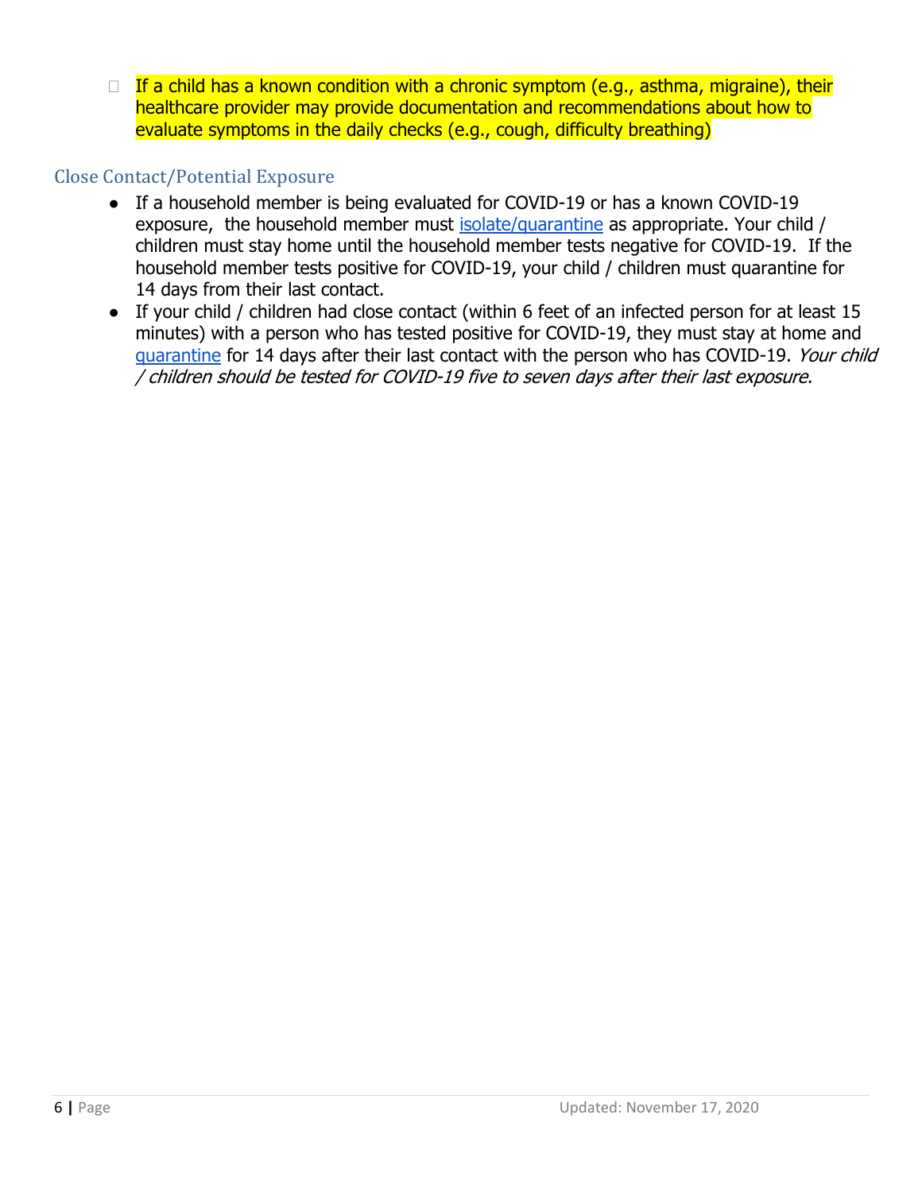- If a child has a known condition with a chronic symptom (e.g., asthma, migraine), their healthcare provider may provide documentation and recommendations about how to evaluate symptoms in the daily checks (e.g., cough, difficulty breathing)

## Close Contact/Potential Exposure

- If a household member is being evaluated for COVID-19 or has a known COVID-19 exposure, the household member must isolate/quarantine as appropriate. Your child / children must stay home until the household member tests negative for COVID-19. If the household member tests positive for COVID-19, your child / children must quarantine for 14 days from their last contact.
- If your child / children had close contact (within 6 feet of an infected person for at least 15 minutes) with a person who has tested positive for COVID-19, they must stay at home and quarantine for 14 days after their last contact with the person who has COVID-19. *Your child / children should be tested for COVID-19 five to seven days after their last exposure*.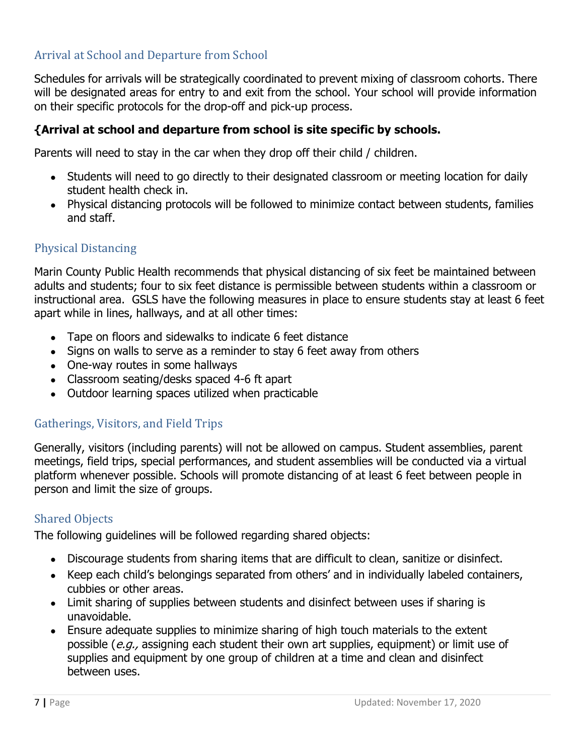## Arrival at School and Departure from School

Schedules for arrivals will be strategically coordinated to prevent mixing of classroom cohorts. There will be designated areas for entry to and exit from the school. Your school will provide information on their specific protocols for the drop-off and pick-up process.

**{Arrival at school and departure from school is site specific by schools.**

Parents will need to stay in the car when they drop off their child / children.

- Students will need to go directly to their designated classroom or meeting location for daily student health check in.
- Physical distancing protocols will be followed to minimize contact between students, families and staff.

## Physical Distancing

Marin County Public Health recommends that physical distancing of six feet be maintained between adults and students; four to six feet distance is permissible between students within a classroom or instructional area. GSLS have the following measures in place to ensure students stay at least 6 feet apart while in lines, hallways, and at all other times:

- Tape on floors and sidewalks to indicate 6 feet distance
- Signs on walls to serve as a reminder to stay 6 feet away from others
- One-way routes in some hallways
- Classroom seating/desks spaced 4-6 ft apart
- Outdoor learning spaces utilized when practicable

## Gatherings, Visitors, and Field Trips

Generally, visitors (including parents) will not be allowed on campus. Student assemblies, parent meetings, field trips, special performances, and student assemblies will be conducted via a virtual platform whenever possible. Schools will promote distancing of at least 6 feet between people in person and limit the size of groups.

## Shared Objects

The following guidelines will be followed regarding shared objects:

- Discourage students from sharing items that are difficult to clean, sanitize or disinfect.
- Keep each child's belongings separated from others' and in individually labeled containers, cubbies or other areas.
- Limit sharing of supplies between students and disinfect between uses if sharing is unavoidable.
- Ensure adequate supplies to minimize sharing of high touch materials to the extent possible (*e.g.,* assigning each student their own art supplies, equipment) or limit use of supplies and equipment by one group of children at a time and clean and disinfect between uses.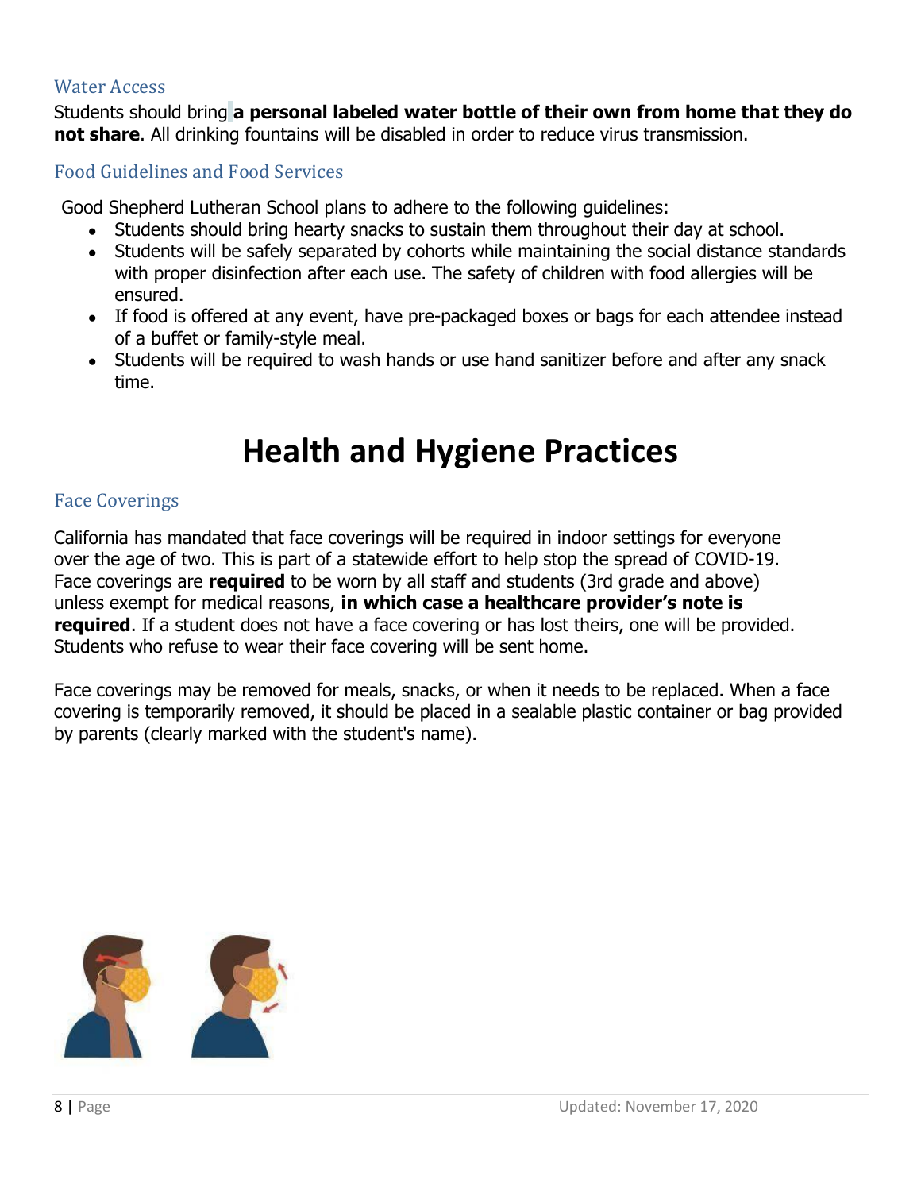### Water Access

Students should bring **a personal labeled water bottle of their own from home that they do not share**. All drinking fountains will be disabled in order to reduce virus transmission.

### Food Guidelines and Food Services

Good Shepherd Lutheran School plans to adhere to the following guidelines:

- Students should bring hearty snacks to sustain them throughout their day at school.
- Students will be safely separated by cohorts while maintaining the social distance standards with proper disinfection after each use. The safety of children with food allergies will be ensured.
- If food is offered at any event, have pre-packaged boxes or bags for each attendee instead of a buffet or family-style meal.
- Students will be required to wash hands or use hand sanitizer before and after any snack time.

# Health and Hygiene Practices

### Face Coverings

California has mandated that face coverings will be required in indoor settings for everyone over the age of two. This is part of a statewide effort to help stop the spread of COVID-19. Face coverings are **required** to be worn by all staff and students (3rd grade and above) unless exempt for medical reasons, **in which case a healthcare provider's note is required**. If a student does not have a face covering or has lost theirs, one will be provided. Students who refuse to wear their face covering will be sent home.

Face coverings may be removed for meals, snacks, or when it needs to be replaced. When a face covering is temporarily removed, it should be placed in a sealable plastic container or bag provided by parents (clearly marked with the student's name).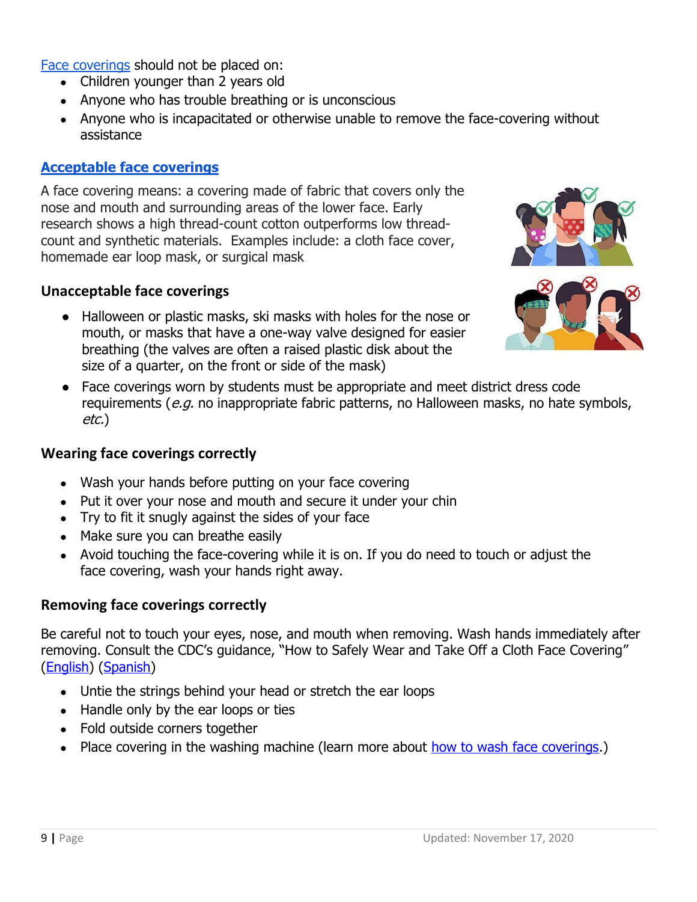Face coverings should not be placed on:

- Children younger than 2 years old
- Anyone who has trouble breathing or is unconscious
- Anyone who is incapacitated or otherwise unable to remove the face-covering without assistance

### Acceptable face coverings

A face covering means: a covering made of fabric that covers only the nose and mouth and surrounding areas of the lower face. Early research shows a high thread-count cotton outperforms low thread-count and synthetic materials. Examples include: a cloth face cover, homemade ear loop mask, or surgical mask

### Unacceptable face coverings

- Halloween or plastic masks, ski masks with holes for the nose or mouth, or masks that have a one-way valve designed for easier breathing (the valves are often a raised plastic disk about the size of a quarter, on the front or side of the mask)
- Face coverings worn by students must be appropriate and meet district dress code requirements (*e.g.* no inappropriate fabric patterns, no Halloween masks, no hate symbols, *etc.*)

### Wearing face coverings correctly

- Wash your hands before putting on your face covering
- Put it over your nose and mouth and secure it under your chin
- Try to fit it snugly against the sides of your face
- Make sure you can breathe easily
- Avoid touching the face-covering while it is on. If you do need to touch or adjust the face covering, wash your hands right away.

### Removing face coverings correctly

Be careful not to touch your eyes, nose, and mouth when removing. Wash hands immediately after removing. Consult the CDC's guidance, "How to Safely Wear and Take Off a Cloth Face Covering" (English) (Spanish)

- Untie the strings behind your head or stretch the ear loops
- Handle only by the ear loops or ties
- Fold outside corners together
- Place covering in the washing machine (learn more about how to wash face coverings.)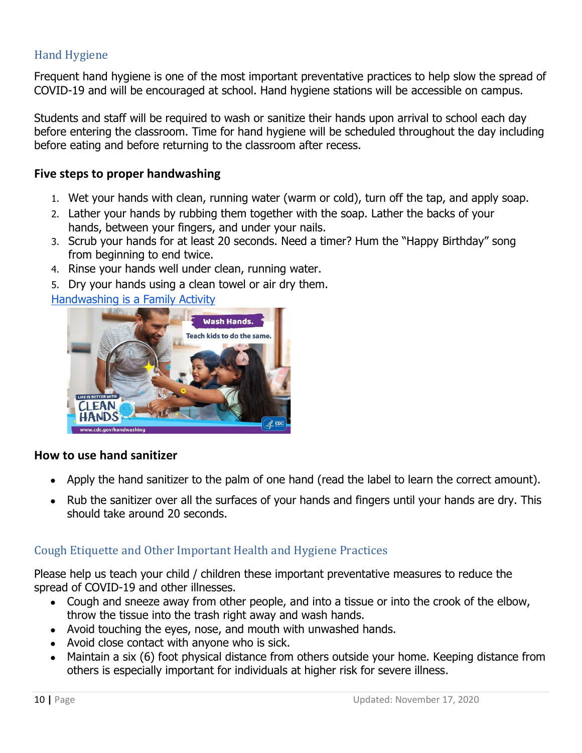## Hand Hygiene

Frequent hand hygiene is one of the most important preventative practices to help slow the spread of COVID-19 and will be encouraged at school. Hand hygiene stations will be accessible on campus.

Students and staff will be required to wash or sanitize their hands upon arrival to school each day before entering the classroom. Time for hand hygiene will be scheduled throughout the day including before eating and before returning to the classroom after recess.

### Five steps to proper handwashing

1. Wet your hands with clean, running water (warm or cold), turn off the tap, and apply soap.
2. Lather your hands by rubbing them together with the soap. Lather the backs of your hands, between your fingers, and under your nails.
3. Scrub your hands for at least 20 seconds. Need a timer? Hum the "Happy Birthday" song from beginning to end twice.
4. Rinse your hands well under clean, running water.
5. Dry your hands using a clean towel or air dry them.

Handwashing is a Family Activity

### How to use hand sanitizer

- Apply the hand sanitizer to the palm of one hand (read the label to learn the correct amount).
- Rub the sanitizer over all the surfaces of your hands and fingers until your hands are dry. This should take around 20 seconds.

## Cough Etiquette and Other Important Health and Hygiene Practices

Please help us teach your child / children these important preventative measures to reduce the spread of COVID-19 and other illnesses.

- Cough and sneeze away from other people, and into a tissue or into the crook of the elbow, throw the tissue into the trash right away and wash hands.
- Avoid touching the eyes, nose, and mouth with unwashed hands.
- Avoid close contact with anyone who is sick.
- Maintain a six (6) foot physical distance from others outside your home. Keeping distance from others is especially important for individuals at higher risk for severe illness.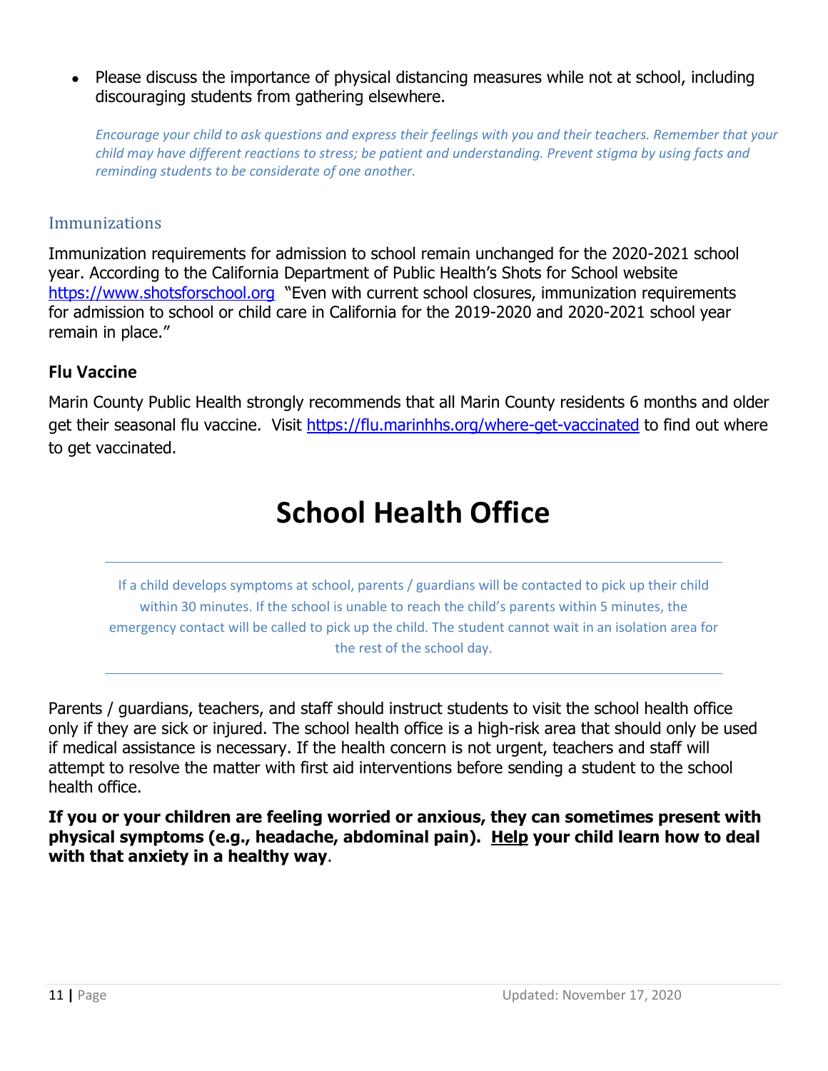- Please discuss the importance of physical distancing measures while not at school, including discouraging students from gathering elsewhere.

*Encourage your child to ask questions and express their feelings with you and their teachers. Remember that your child may have different reactions to stress; be patient and understanding. Prevent stigma by using facts and reminding students to be considerate of one another.*

### Immunizations

Immunization requirements for admission to school remain unchanged for the 2020-2021 school year. According to the California Department of Public Health's Shots for School website https://www.shotsforschool.org "Even with current school closures, immunization requirements for admission to school or child care in California for the 2019-2020 and 2020-2021 school year remain in place."

**Flu Vaccine**

Marin County Public Health strongly recommends that all Marin County residents 6 months and older get their seasonal flu vaccine. Visit https://flu.marinhhs.org/where-get-vaccinated to find out where to get vaccinated.

# School Health Office

---

If a child develops symptoms at school, parents / guardians will be contacted to pick up their child within 30 minutes. If the school is unable to reach the child's parents within 5 minutes, the emergency contact will be called to pick up the child. The student cannot wait in an isolation area for the rest of the school day.

---

Parents / guardians, teachers, and staff should instruct students to visit the school health office only if they are sick or injured. The school health office is a high-risk area that should only be used if medical assistance is necessary. If the health concern is not urgent, teachers and staff will attempt to resolve the matter with first aid interventions before sending a student to the school health office.

**If you or your children are feeling worried or anxious, they can sometimes present with physical symptoms (e.g., headache, abdominal pain). Help your child learn how to deal with that anxiety in a healthy way**.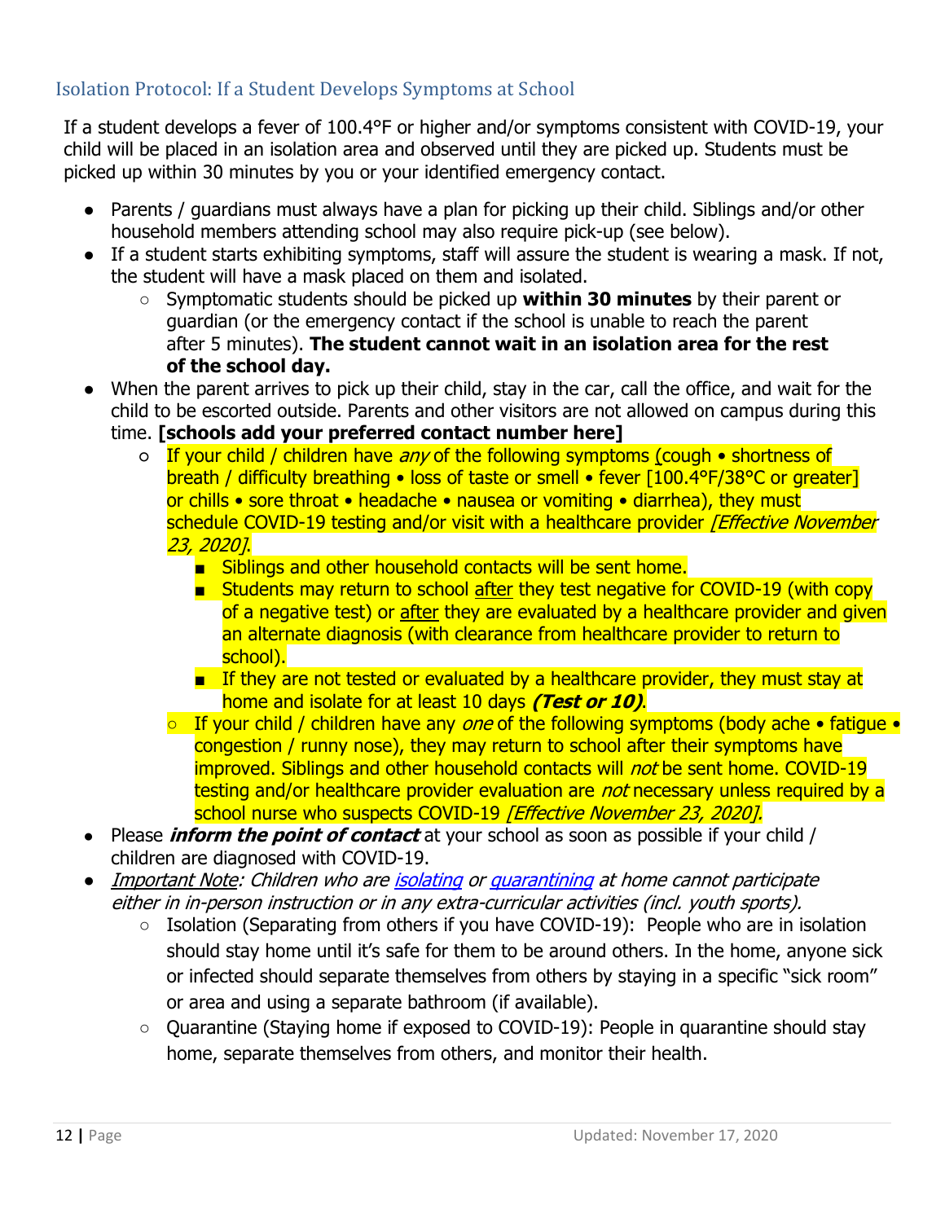## Isolation Protocol: If a Student Develops Symptoms at School

If a student develops a fever of 100.4°F or higher and/or symptoms consistent with COVID-19, your child will be placed in an isolation area and observed until they are picked up. Students must be picked up within 30 minutes by you or your identified emergency contact.

- Parents / guardians must always have a plan for picking up their child. Siblings and/or other household members attending school may also require pick-up (see below).
- If a student starts exhibiting symptoms, staff will assure the student is wearing a mask. If not, the student will have a mask placed on them and isolated.
  - Symptomatic students should be picked up **within 30 minutes** by their parent or guardian (or the emergency contact if the school is unable to reach the parent after 5 minutes). **The student cannot wait in an isolation area for the rest of the school day.**
- When the parent arrives to pick up their child, stay in the car, call the office, and wait for the child to be escorted outside. Parents and other visitors are not allowed on campus during this time. **[schools add your preferred contact number here]**
  - If your child / children have *any* of the following symptoms (cough • shortness of breath / difficulty breathing • loss of taste or smell • fever [100.4°F/38°C or greater] or chills • sore throat • headache • nausea or vomiting • diarrhea), they must schedule COVID-19 testing and/or visit with a healthcare provider *[Effective November 23, 2020]*.
    - Siblings and other household contacts will be sent home.
    - Students may return to school after they test negative for COVID-19 (with copy of a negative test) or after they are evaluated by a healthcare provider and given an alternate diagnosis (with clearance from healthcare provider to return to school).
    - If they are not tested or evaluated by a healthcare provider, they must stay at home and isolate for at least 10 days ***(Test or 10)***.
  - If your child / children have any *one* of the following symptoms (body ache • fatigue • congestion / runny nose), they may return to school after their symptoms have improved. Siblings and other household contacts will *not* be sent home. COVID-19 testing and/or healthcare provider evaluation are *not* necessary unless required by a school nurse who suspects COVID-19 *[Effective November 23, 2020]*.
- Please ***inform the point of contact*** at your school as soon as possible if your child / children are diagnosed with COVID-19.
- *Important Note: Children who are isolating or quarantining at home cannot participate either in in-person instruction or in any extra-curricular activities (incl. youth sports).*
  - Isolation (Separating from others if you have COVID-19): People who are in isolation should stay home until it's safe for them to be around others. In the home, anyone sick or infected should separate themselves from others by staying in a specific "sick room" or area and using a separate bathroom (if available).
  - Quarantine (Staying home if exposed to COVID-19): People in quarantine should stay home, separate themselves from others, and monitor their health.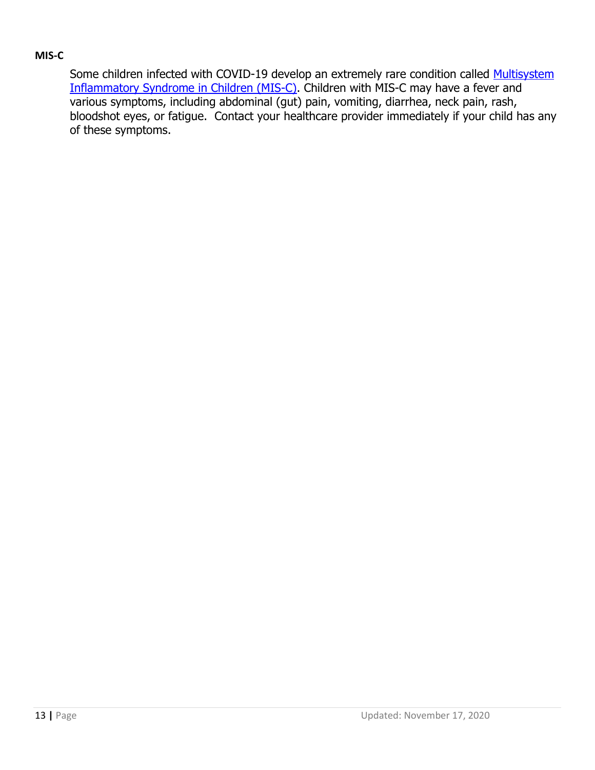**MIS-C**

Some children infected with COVID-19 develop an extremely rare condition called Multisystem Inflammatory Syndrome in Children (MIS-C). Children with MIS-C may have a fever and various symptoms, including abdominal (gut) pain, vomiting, diarrhea, neck pain, rash, bloodshot eyes, or fatigue. Contact your healthcare provider immediately if your child has any of these symptoms.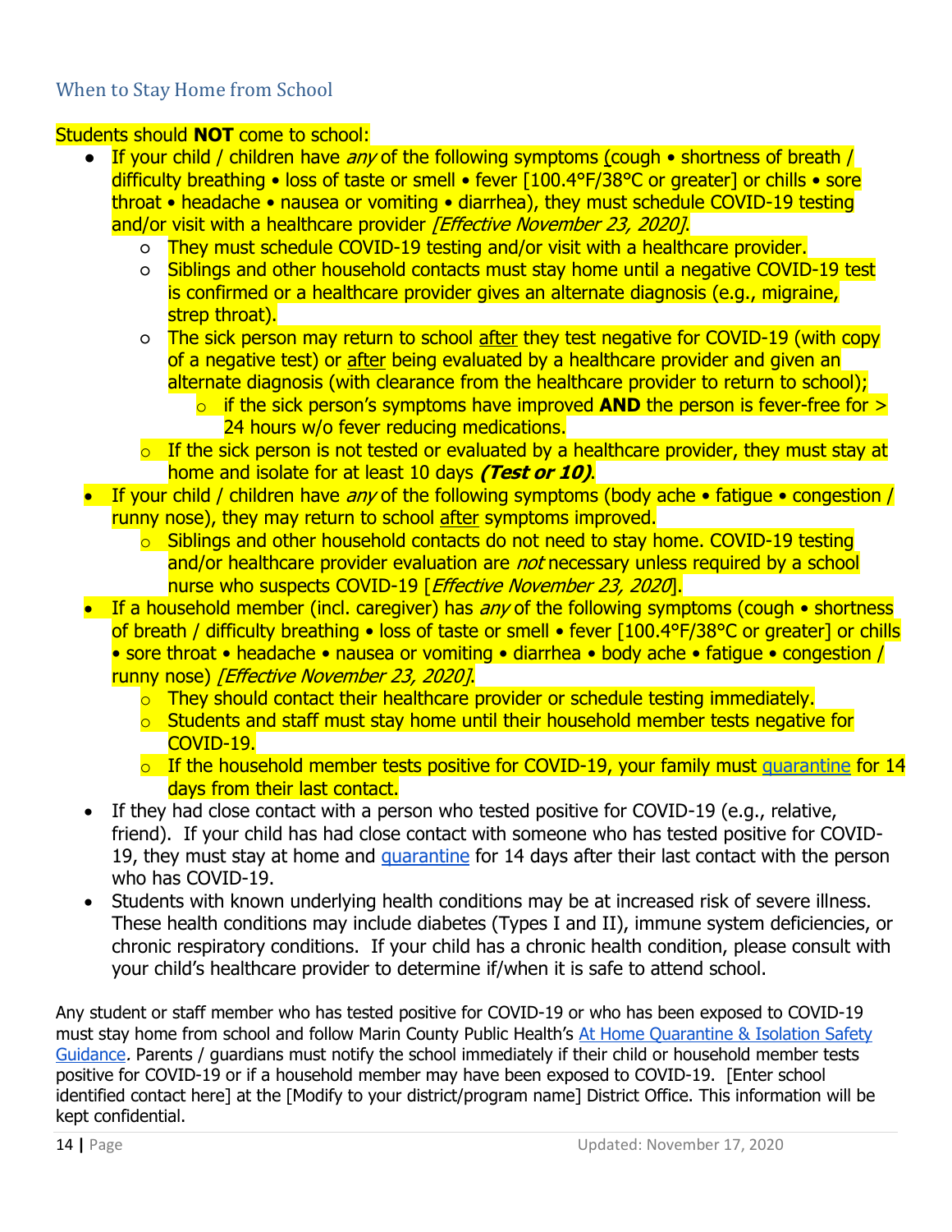## When to Stay Home from School

Students should **NOT** come to school:

- If your child / children have *any* of the following symptoms (cough • shortness of breath / difficulty breathing • loss of taste or smell • fever [100.4°F/38°C or greater] or chills • sore throat • headache • nausea or vomiting • diarrhea), they must schedule COVID-19 testing and/or visit with a healthcare provider *[Effective November 23, 2020]*.
    - They must schedule COVID-19 testing and/or visit with a healthcare provider.
    - Siblings and other household contacts must stay home until a negative COVID-19 test is confirmed or a healthcare provider gives an alternate diagnosis (e.g., migraine, strep throat).
    - The sick person may return to school after they test negative for COVID-19 (with copy of a negative test) or after being evaluated by a healthcare provider and given an alternate diagnosis (with clearance from the healthcare provider to return to school);
        - if the sick person's symptoms have improved **AND** the person is fever-free for > 24 hours w/o fever reducing medications.
    - If the sick person is not tested or evaluated by a healthcare provider, they must stay at home and isolate for at least 10 days ***(Test or 10)***.
- If your child / children have *any* of the following symptoms (body ache • fatigue • congestion / runny nose), they may return to school after symptoms improved.
    - Siblings and other household contacts do not need to stay home. COVID-19 testing and/or healthcare provider evaluation are *not* necessary unless required by a school nurse who suspects COVID-19 [*Effective November 23, 2020*].
- If a household member (incl. caregiver) has *any* of the following symptoms (cough • shortness of breath / difficulty breathing • loss of taste or smell • fever [100.4°F/38°C or greater] or chills • sore throat • headache • nausea or vomiting • diarrhea • body ache • fatigue • congestion / runny nose) *[Effective November 23, 2020]*.
    - They should contact their healthcare provider or schedule testing immediately.
    - Students and staff must stay home until their household member tests negative for COVID-19.
    - If the household member tests positive for COVID-19, your family must quarantine for 14 days from their last contact.
- If they had close contact with a person who tested positive for COVID-19 (e.g., relative, friend). If your child has had close contact with someone who has tested positive for COVID-19, they must stay at home and quarantine for 14 days after their last contact with the person who has COVID-19.
- Students with known underlying health conditions may be at increased risk of severe illness. These health conditions may include diabetes (Types I and II), immune system deficiencies, or chronic respiratory conditions. If your child has a chronic health condition, please consult with your child's healthcare provider to determine if/when it is safe to attend school.

Any student or staff member who has tested positive for COVID-19 or who has been exposed to COVID-19 must stay home from school and follow Marin County Public Health's At Home Quarantine & Isolation Safety Guidance*.* Parents / guardians must notify the school immediately if their child or household member tests positive for COVID-19 or if a household member may have been exposed to COVID-19. [Enter school identified contact here] at the [Modify to your district/program name] District Office. This information will be kept confidential.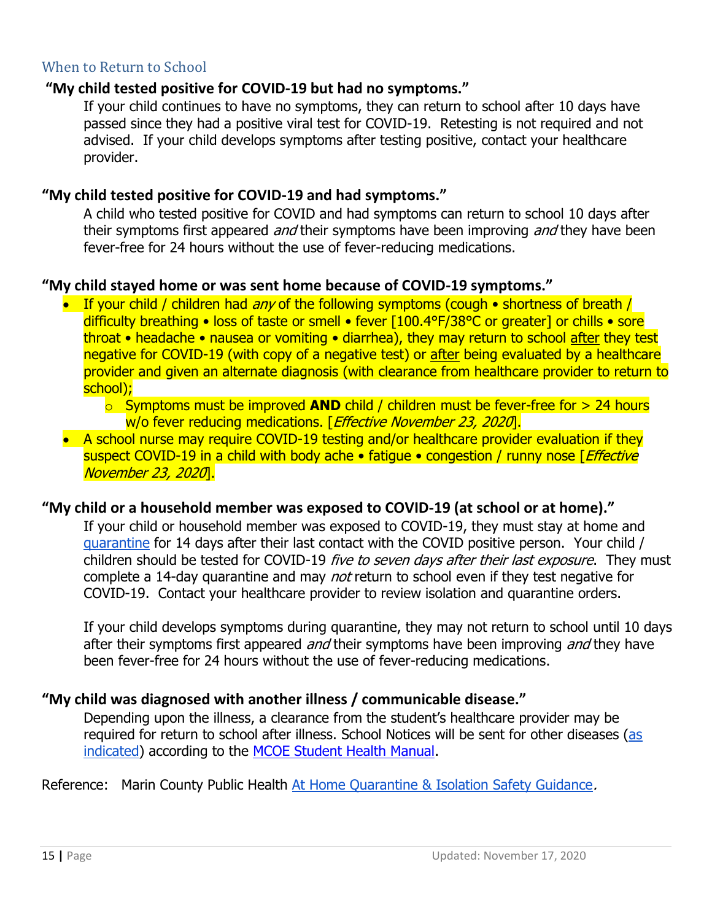## When to Return to School

**"My child tested positive for COVID-19 but had no symptoms."**

If your child continues to have no symptoms, they can return to school after 10 days have passed since they had a positive viral test for COVID-19. Retesting is not required and not advised. If your child develops symptoms after testing positive, contact your healthcare provider.

**"My child tested positive for COVID-19 and had symptoms."**

A child who tested positive for COVID and had symptoms can return to school 10 days after their symptoms first appeared *and* their symptoms have been improving *and* they have been fever-free for 24 hours without the use of fever-reducing medications.

**"My child stayed home or was sent home because of COVID-19 symptoms."**

- If your child / children had *any* of the following symptoms (cough • shortness of breath / difficulty breathing • loss of taste or smell • fever [100.4°F/38°C or greater] or chills • sore throat • headache • nausea or vomiting • diarrhea), they may return to school after they test negative for COVID-19 (with copy of a negative test) or after being evaluated by a healthcare provider and given an alternate diagnosis (with clearance from healthcare provider to return to school);
  - Symptoms must be improved **AND** child / children must be fever-free for > 24 hours w/o fever reducing medications. [*Effective November 23, 2020*].
- A school nurse may require COVID-19 testing and/or healthcare provider evaluation if they suspect COVID-19 in a child with body ache • fatigue • congestion / runny nose [*Effective November 23, 2020*].

**"My child or a household member was exposed to COVID-19 (at school or at home)."**

If your child or household member was exposed to COVID-19, they must stay at home and quarantine for 14 days after their last contact with the COVID positive person. Your child / children should be tested for COVID-19 *five to seven days after their last exposure*. They must complete a 14-day quarantine and may *not* return to school even if they test negative for COVID-19. Contact your healthcare provider to review isolation and quarantine orders.

If your child develops symptoms during quarantine, they may not return to school until 10 days after their symptoms first appeared *and* their symptoms have been improving *and* they have been fever-free for 24 hours without the use of fever-reducing medications.

**"My child was diagnosed with another illness / communicable disease."**

Depending upon the illness, a clearance from the student's healthcare provider may be required for return to school after illness. School Notices will be sent for other diseases (as indicated) according to the MCOE Student Health Manual.

Reference: Marin County Public Health At Home Quarantine & Isolation Safety Guidance.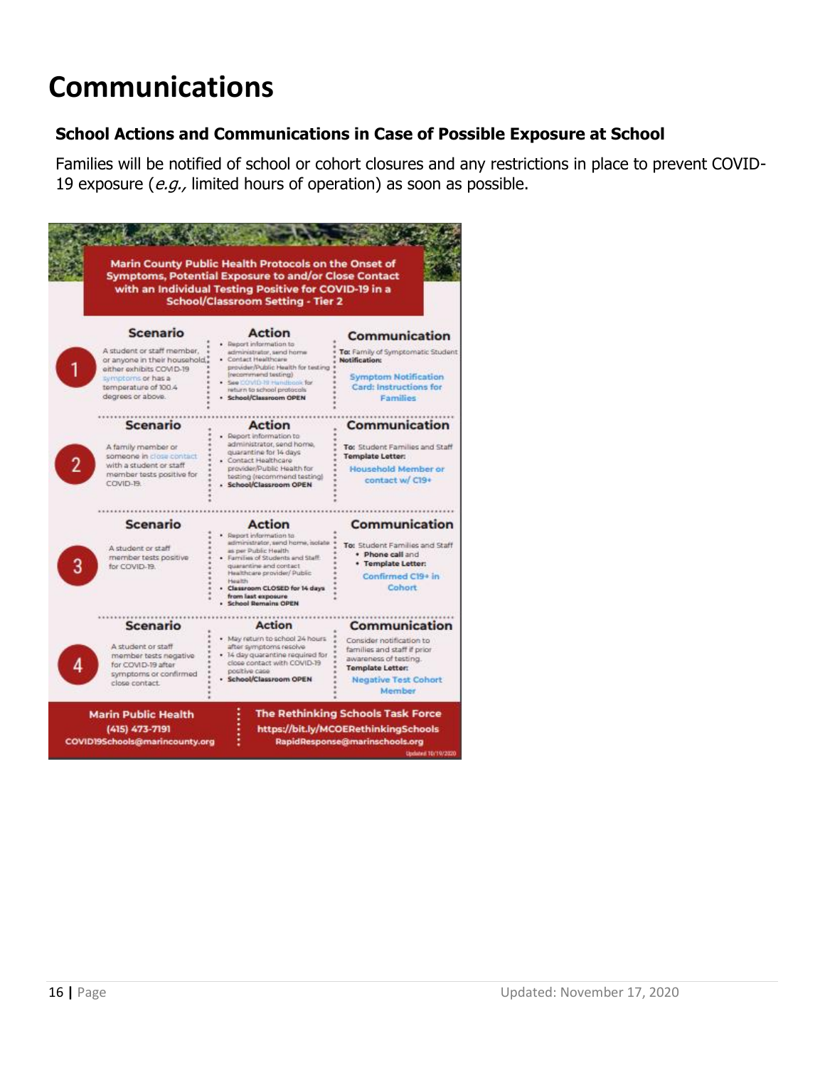# Communications

### School Actions and Communications in Case of Possible Exposure at School

Families will be notified of school or cohort closures and any restrictions in place to prevent COVID-19 exposure (*e.g.,* limited hours of operation) as soon as possible.

**Marin County Public Health Protocols on the Onset of Symptoms, Potential Exposure to and/or Close Contact with an Individual Testing Positive for COVID-19 in a School/Classroom Setting - Tier 2**

| | Scenario | Action | Communication |
|---|---|---|---|
| 1 | A student or staff member, or anyone in their household, either exhibits COVID-19 symptoms or has a temperature of 100.4 degrees or above. | • Report information to administrator, send home<br>• Contact Healthcare provider/Public Health for testing (recommend testing)<br>• See COVID-19 Handbook for return to school protocols<br>• **School/Classroom OPEN** | **To:** Family of Symptomatic Student<br>**Notification:**<br>Symptom Notification Card: Instructions for Families |
| 2 | A family member or someone in close contact with a student or staff member tests positive for COVID-19. | • Report information to administrator, send home, quarantine for 14 days<br>• Contact Healthcare provider/Public Health for testing (recommend testing)<br>• **School/Classroom OPEN** | **To:** Student Families and Staff<br>**Template Letter:**<br>Household Member or contact w/ C19+ |
| 3 | A student or staff member tests positive for COVID-19. | • Report information to administrator, send home, isolate as per Public Health<br>• Families of Students and Staff: quarantine and contact Healthcare provider/ Public Health<br>• **Classroom CLOSED for 14 days from last exposure**<br>• **School Remains OPEN** | **To:** Student Families and Staff<br>• **Phone call** and<br>• **Template Letter:**<br>Confirmed C19+ in Cohort |
| 4 | A student or staff member tests negative for COVID-19 after symptoms or confirmed close contact. | • May return to school 24 hours after symptoms resolve<br>• 14 day quarantine required for close contact with COVID-19 positive case<br>• **School/Classroom OPEN** | Consider notification to families and staff if prior awareness of testing.<br>**Template Letter:**<br>Negative Test Cohort Member |

**Marin Public Health**
(415) 473-7191
COVID19Schools@marincounty.org

**The Rethinking Schools Task Force**
https://bit.ly/MCOERethinkingSchools
RapidResponse@marinschools.org

Updated 10/19/2020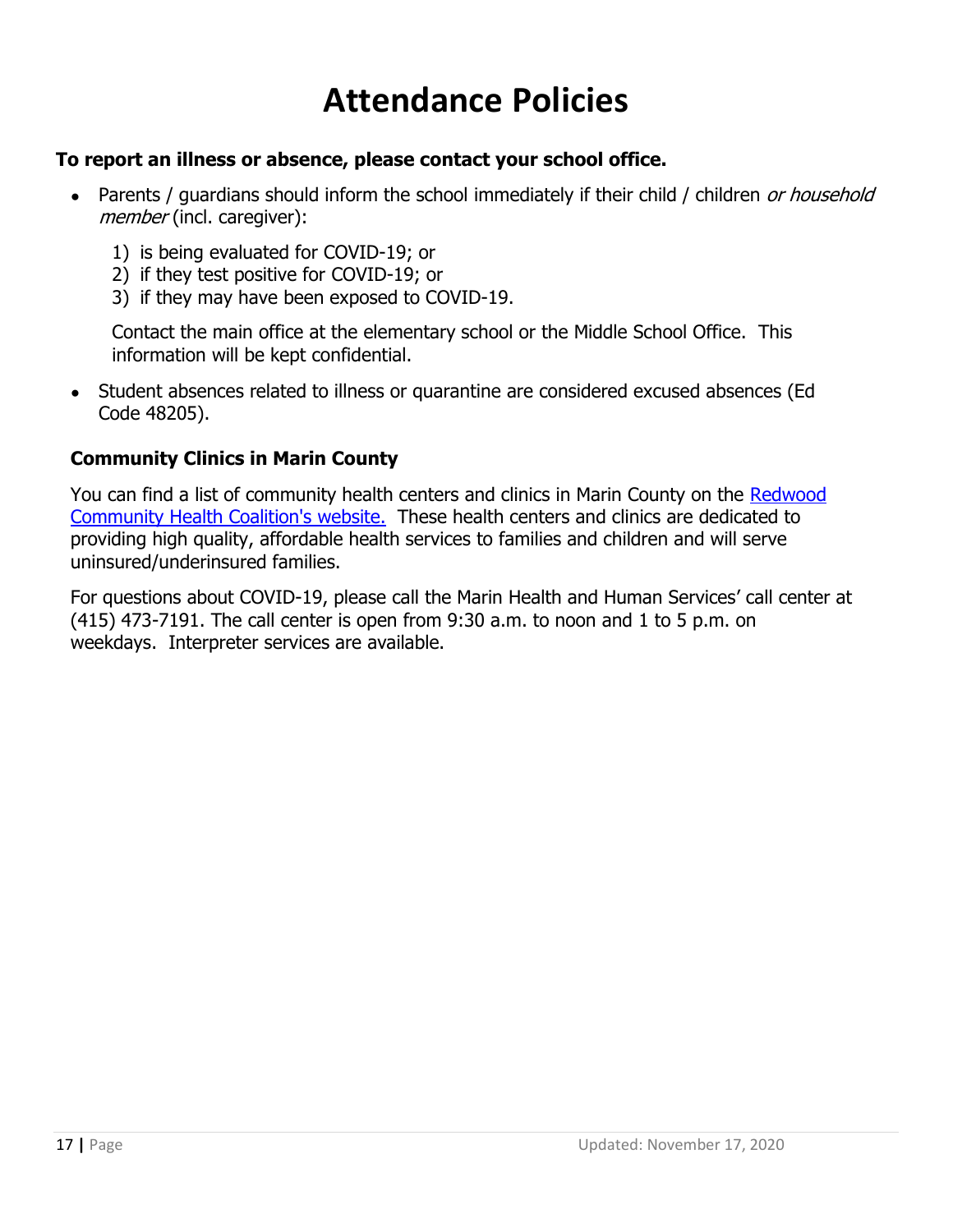# Attendance Policies

**To report an illness or absence, please contact your school office.**

- Parents / guardians should inform the school immediately if their child / children *or household member* (incl. caregiver):

  1) is being evaluated for COVID-19; or
  2) if they test positive for COVID-19; or
  3) if they may have been exposed to COVID-19.

  Contact the main office at the elementary school or the Middle School Office. This information will be kept confidential.

- Student absences related to illness or quarantine are considered excused absences (Ed Code 48205).

### Community Clinics in Marin County

You can find a list of community health centers and clinics in Marin County on the Redwood Community Health Coalition's website. These health centers and clinics are dedicated to providing high quality, affordable health services to families and children and will serve uninsured/underinsured families.

For questions about COVID-19, please call the Marin Health and Human Services' call center at (415) 473-7191. The call center is open from 9:30 a.m. to noon and 1 to 5 p.m. on weekdays. Interpreter services are available.